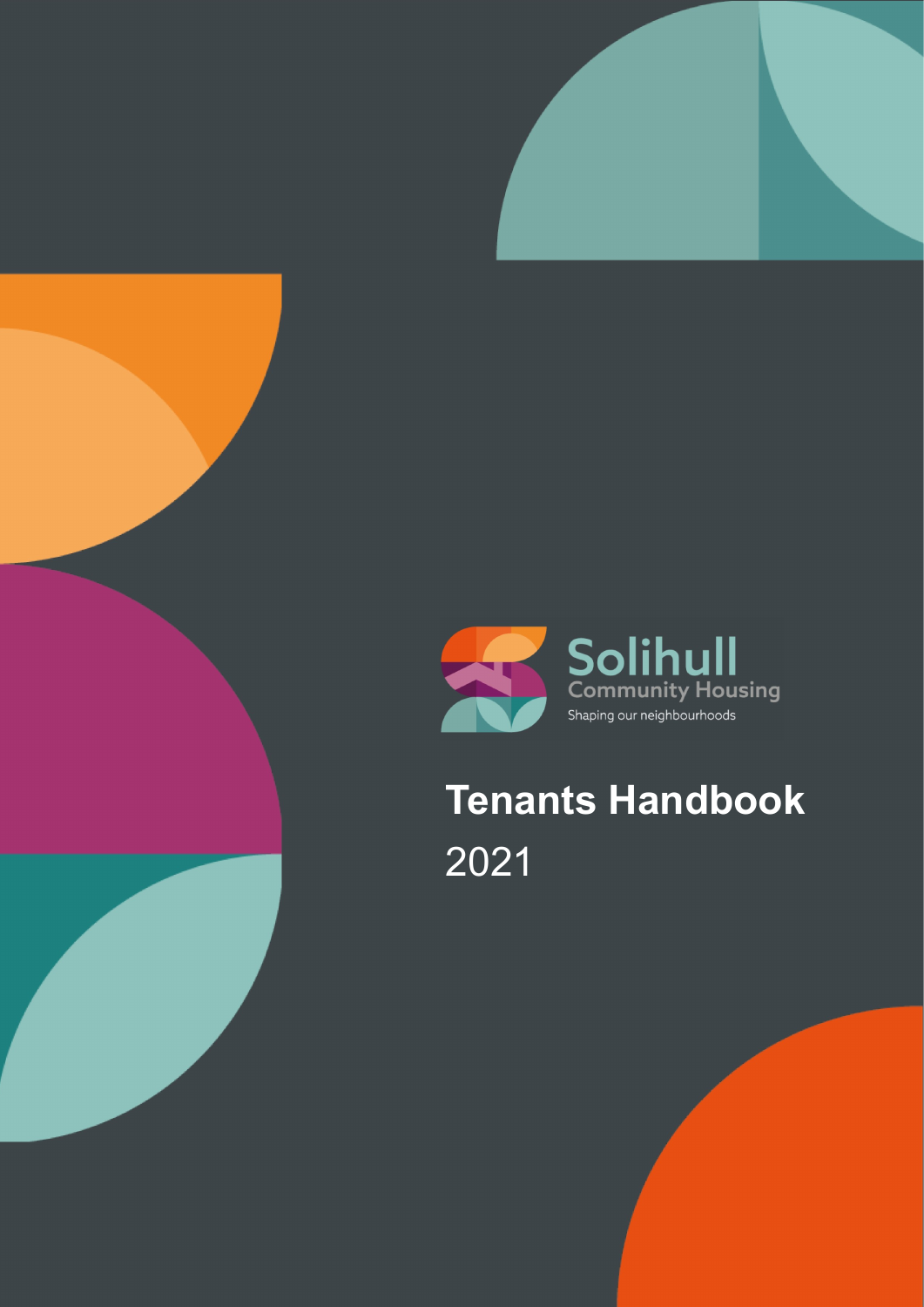Solihull
Community Housing
Shaping our neighbourhoods

# Tenants Handbook

2021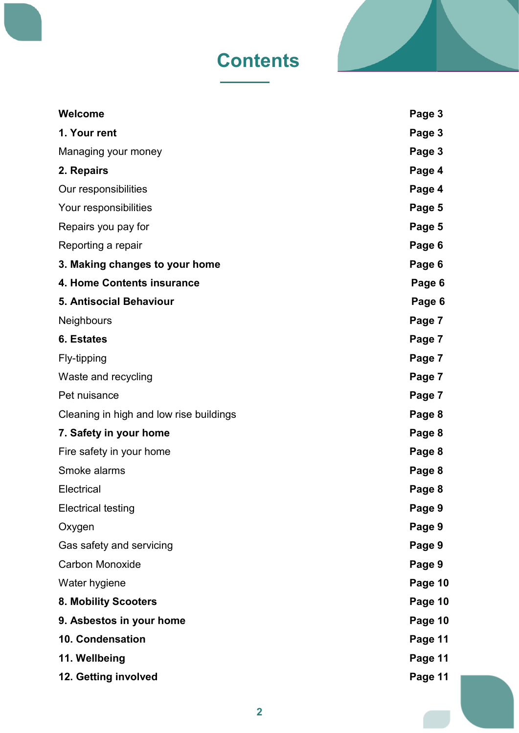# Contents

| | |
|---|---|
| **Welcome** | **Page 3** |
| **1. Your rent** | **Page 3** |
| Managing your money | **Page 3** |
| **2. Repairs** | **Page 4** |
| Our responsibilities | **Page 4** |
| Your responsibilities | **Page 5** |
| Repairs you pay for | **Page 5** |
| Reporting a repair | **Page 6** |
| **3. Making changes to your home** | **Page 6** |
| **4. Home Contents insurance** | **Page 6** |
| **5. Antisocial Behaviour** | **Page 6** |
| Neighbours | **Page 7** |
| **6. Estates** | **Page 7** |
| Fly-tipping | **Page 7** |
| Waste and recycling | **Page 7** |
| Pet nuisance | **Page 7** |
| Cleaning in high and low rise buildings | **Page 8** |
| **7. Safety in your home** | **Page 8** |
| Fire safety in your home | **Page 8** |
| Smoke alarms | **Page 8** |
| Electrical | **Page 8** |
| Electrical testing | **Page 9** |
| Oxygen | **Page 9** |
| Gas safety and servicing | **Page 9** |
| Carbon Monoxide | **Page 9** |
| Water hygiene | **Page 10** |
| **8. Mobility Scooters** | **Page 10** |
| **9. Asbestos in your home** | **Page 10** |
| **10. Condensation** | **Page 11** |
| **11. Wellbeing** | **Page 11** |
| **12. Getting involved** | **Page 11** |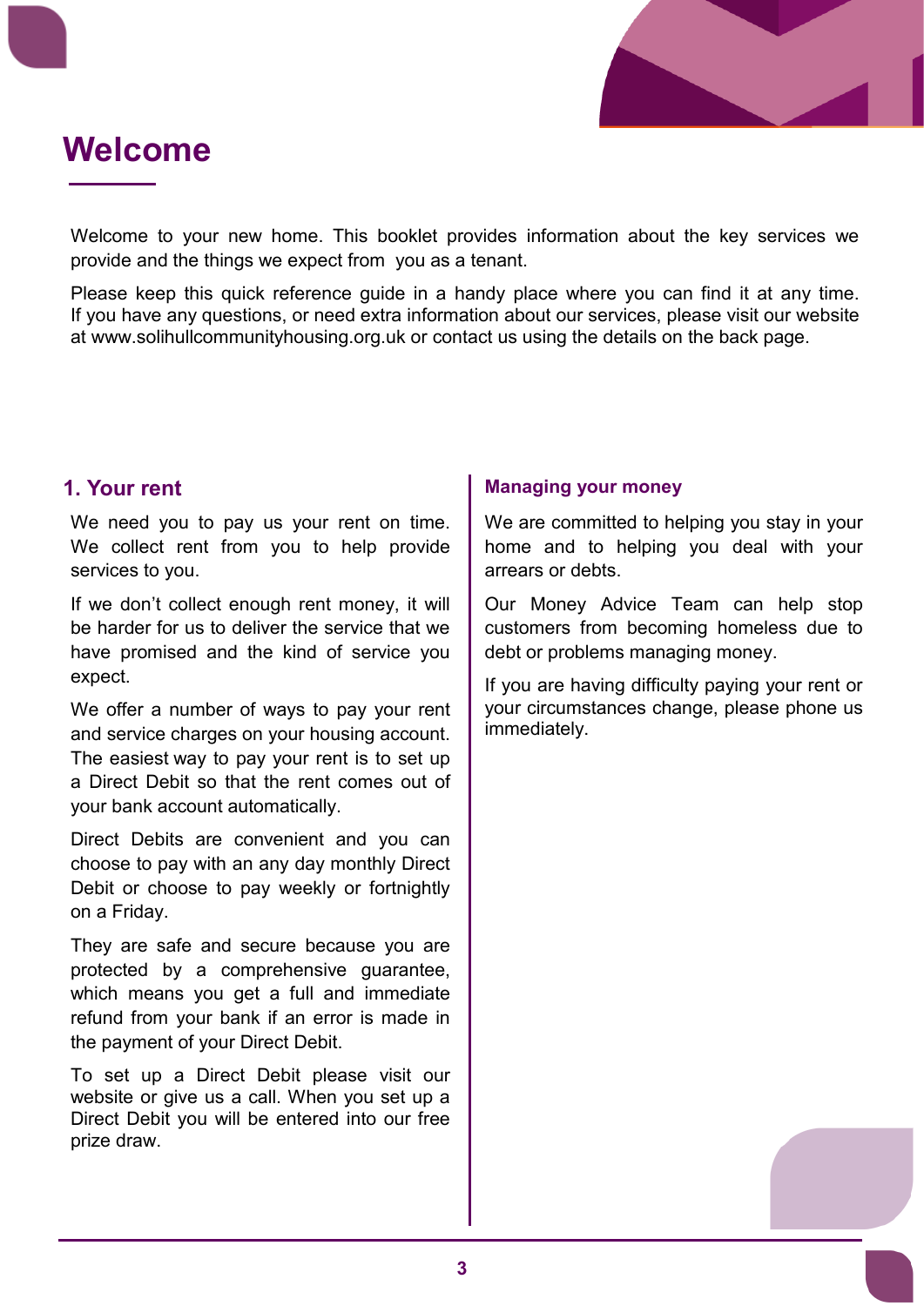# Welcome

Welcome to your new home. This booklet provides information about the key services we provide and the things we expect from you as a tenant.

Please keep this quick reference guide in a handy place where you can find it at any time. If you have any questions, or need extra information about our services, please visit our website at www.solihullcommunityhousing.org.uk or contact us using the details on the back page.

## 1. Your rent

We need you to pay us your rent on time. We collect rent from you to help provide services to you.

If we don't collect enough rent money, it will be harder for us to deliver the service that we have promised and the kind of service you expect.

We offer a number of ways to pay your rent and service charges on your housing account. The easiest way to pay your rent is to set up a Direct Debit so that the rent comes out of your bank account automatically.

Direct Debits are convenient and you can choose to pay with an any day monthly Direct Debit or choose to pay weekly or fortnightly on a Friday.

They are safe and secure because you are protected by a comprehensive guarantee, which means you get a full and immediate refund from your bank if an error is made in the payment of your Direct Debit.

To set up a Direct Debit please visit our website or give us a call. When you set up a Direct Debit you will be entered into our free prize draw.

### Managing your money

We are committed to helping you stay in your home and to helping you deal with your arrears or debts.

Our Money Advice Team can help stop customers from becoming homeless due to debt or problems managing money.

If you are having difficulty paying your rent or your circumstances change, please phone us immediately.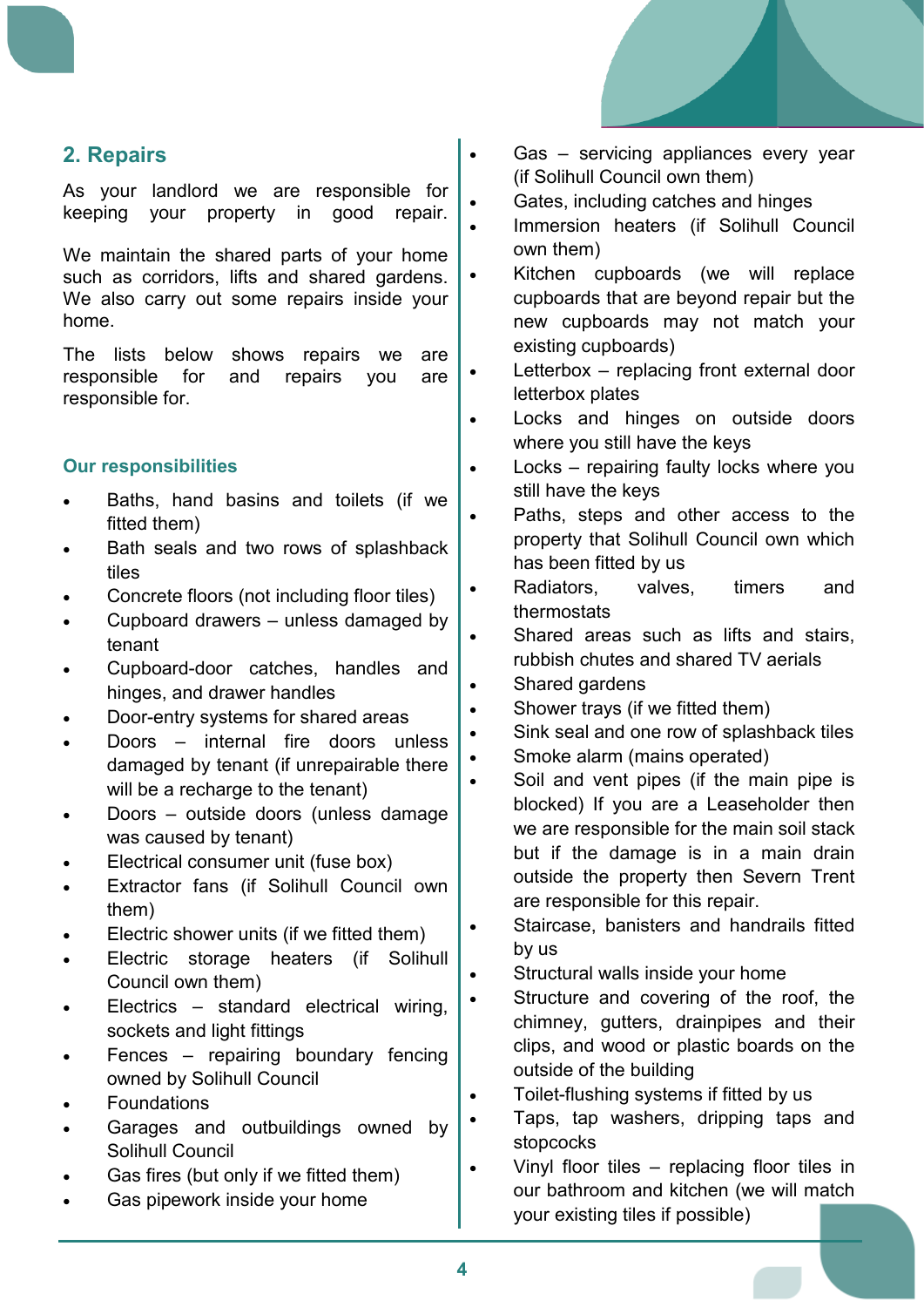## 2. Repairs

As your landlord we are responsible for keeping your property in good repair.

We maintain the shared parts of your home such as corridors, lifts and shared gardens. We also carry out some repairs inside your home.

The lists below shows repairs we are responsible for and repairs you are responsible for.

### Our responsibilities

- Baths, hand basins and toilets (if we fitted them)
- Bath seals and two rows of splashback tiles
- Concrete floors (not including floor tiles)
- Cupboard drawers – unless damaged by tenant
- Cupboard-door catches, handles and hinges, and drawer handles
- Door-entry systems for shared areas
- Doors – internal fire doors unless damaged by tenant (if unrepairable there will be a recharge to the tenant)
- Doors – outside doors (unless damage was caused by tenant)
- Electrical consumer unit (fuse box)
- Extractor fans (if Solihull Council own them)
- Electric shower units (if we fitted them)
- Electric storage heaters (if Solihull Council own them)
- Electrics – standard electrical wiring, sockets and light fittings
- Fences – repairing boundary fencing owned by Solihull Council
- Foundations
- Garages and outbuildings owned by Solihull Council
- Gas fires (but only if we fitted them)
- Gas pipework inside your home
- Gas – servicing appliances every year (if Solihull Council own them)
- Gates, including catches and hinges
- Immersion heaters (if Solihull Council own them)
- Kitchen cupboards (we will replace cupboards that are beyond repair but the new cupboards may not match your existing cupboards)
- Letterbox – replacing front external door letterbox plates
- Locks and hinges on outside doors where you still have the keys
- Locks – repairing faulty locks where you still have the keys
- Paths, steps and other access to the property that Solihull Council own which has been fitted by us
- Radiators, valves, timers and thermostats
- Shared areas such as lifts and stairs, rubbish chutes and shared TV aerials
- Shared gardens
- Shower trays (if we fitted them)
- Sink seal and one row of splashback tiles
- Smoke alarm (mains operated)
- Soil and vent pipes (if the main pipe is blocked) If you are a Leaseholder then we are responsible for the main soil stack but if the damage is in a main drain outside the property then Severn Trent are responsible for this repair.
- Staircase, banisters and handrails fitted by us
- Structural walls inside your home
- Structure and covering of the roof, the chimney, gutters, drainpipes and their clips, and wood or plastic boards on the outside of the building
- Toilet-flushing systems if fitted by us
- Taps, tap washers, dripping taps and stopcocks
- Vinyl floor tiles – replacing floor tiles in our bathroom and kitchen (we will match your existing tiles if possible)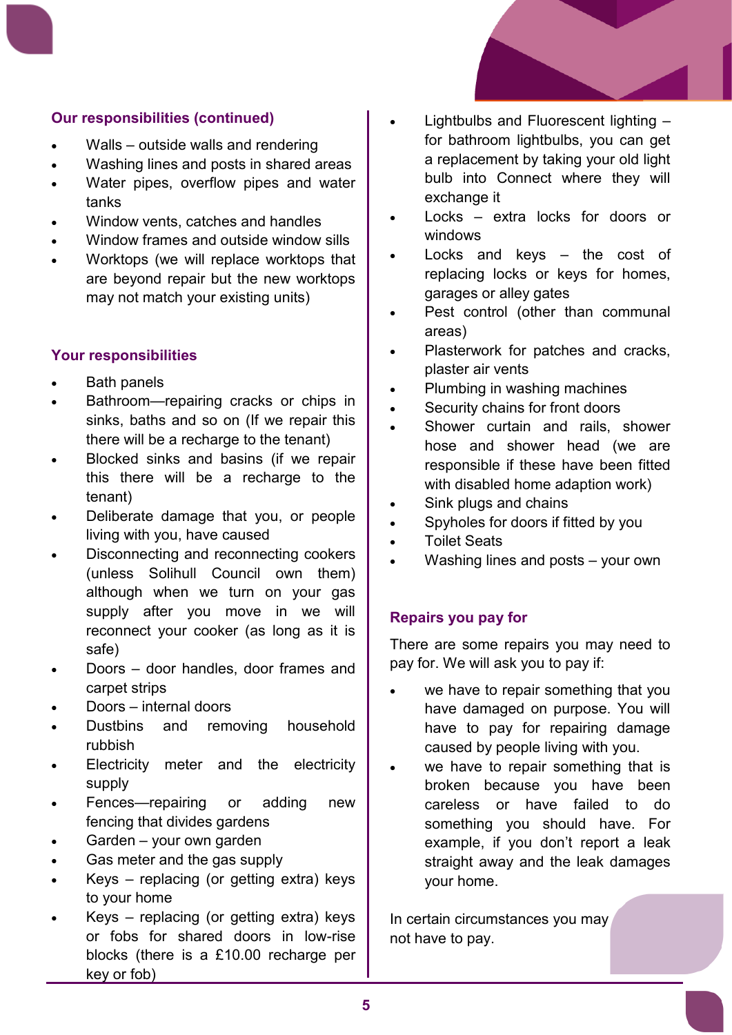### Our responsibilities (continued)

- Walls – outside walls and rendering
- Washing lines and posts in shared areas
- Water pipes, overflow pipes and water tanks
- Window vents, catches and handles
- Window frames and outside window sills
- Worktops (we will replace worktops that are beyond repair but the new worktops may not match your existing units)

### Your responsibilities

- Bath panels
- Bathroom—repairing cracks or chips in sinks, baths and so on (If we repair this there will be a recharge to the tenant)
- Blocked sinks and basins (if we repair this there will be a recharge to the tenant)
- Deliberate damage that you, or people living with you, have caused
- Disconnecting and reconnecting cookers (unless Solihull Council own them) although when we turn on your gas supply after you move in we will reconnect your cooker (as long as it is safe)
- Doors – door handles, door frames and carpet strips
- Doors – internal doors
- Dustbins and removing household rubbish
- Electricity meter and the electricity supply
- Fences—repairing or adding new fencing that divides gardens
- Garden – your own garden
- Gas meter and the gas supply
- Keys – replacing (or getting extra) keys to your home
- Keys – replacing (or getting extra) keys or fobs for shared doors in low-rise blocks (there is a £10.00 recharge per key or fob)
- Lightbulbs and Fluorescent lighting – for bathroom lightbulbs, you can get a replacement by taking your old light bulb into Connect where they will exchange it
- Locks – extra locks for doors or windows
- Locks and keys – the cost of replacing locks or keys for homes, garages or alley gates
- Pest control (other than communal areas)
- Plasterwork for patches and cracks, plaster air vents
- Plumbing in washing machines
- Security chains for front doors
- Shower curtain and rails, shower hose and shower head (we are responsible if these have been fitted with disabled home adaption work)
- Sink plugs and chains
- Spyholes for doors if fitted by you
- Toilet Seats
- Washing lines and posts – your own

### Repairs you pay for

There are some repairs you may need to pay for. We will ask you to pay if:

- we have to repair something that you have damaged on purpose. You will have to pay for repairing damage caused by people living with you.
- we have to repair something that is broken because you have been careless or have failed to do something you should have. For example, if you don't report a leak straight away and the leak damages your home.

In certain circumstances you may not have to pay.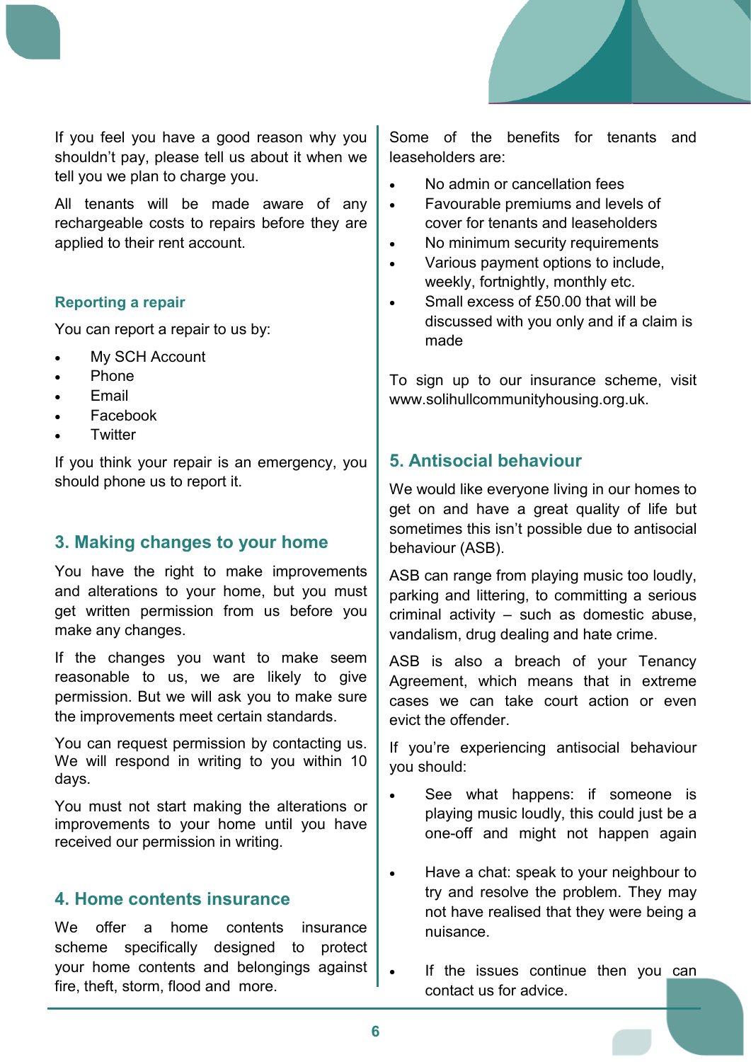If you feel you have a good reason why you shouldn't pay, please tell us about it when we tell you we plan to charge you.

All tenants will be made aware of any rechargeable costs to repairs before they are applied to their rent account.

### Reporting a repair

You can report a repair to us by:

- My SCH Account
- Phone
- Email
- Facebook
- Twitter

If you think your repair is an emergency, you should phone us to report it.

## 3. Making changes to your home

You have the right to make improvements and alterations to your home, but you must get written permission from us before you make any changes.

If the changes you want to make seem reasonable to us, we are likely to give permission. But we will ask you to make sure the improvements meet certain standards.

You can request permission by contacting us. We will respond in writing to you within 10 days.

You must not start making the alterations or improvements to your home until you have received our permission in writing.

## 4. Home contents insurance

We offer a home contents insurance scheme specifically designed to protect your home contents and belongings against fire, theft, storm, flood and more.

Some of the benefits for tenants and leaseholders are:

- No admin or cancellation fees
- Favourable premiums and levels of cover for tenants and leaseholders
- No minimum security requirements
- Various payment options to include, weekly, fortnightly, monthly etc.
- Small excess of £50.00 that will be discussed with you only and if a claim is made

To sign up to our insurance scheme, visit www.solihullcommunityhousing.org.uk.

## 5. Antisocial behaviour

We would like everyone living in our homes to get on and have a great quality of life but sometimes this isn't possible due to antisocial behaviour (ASB).

ASB can range from playing music too loudly, parking and littering, to committing a serious criminal activity – such as domestic abuse, vandalism, drug dealing and hate crime.

ASB is also a breach of your Tenancy Agreement, which means that in extreme cases we can take court action or even evict the offender.

If you're experiencing antisocial behaviour you should:

- See what happens: if someone is playing music loudly, this could just be a one-off and might not happen again
- Have a chat: speak to your neighbour to try and resolve the problem. They may not have realised that they were being a nuisance.
- If the issues continue then you can contact us for advice.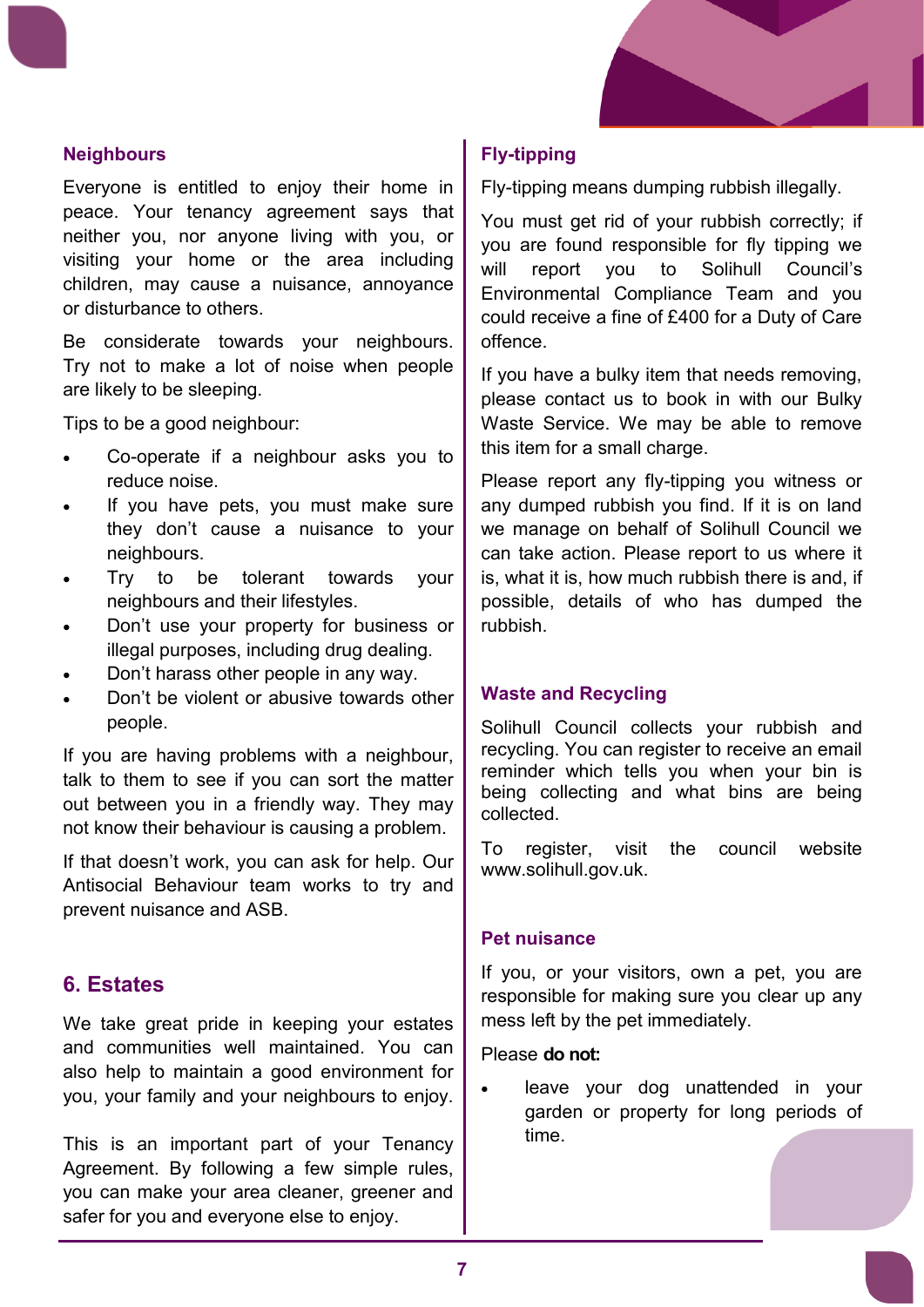### Neighbours

Everyone is entitled to enjoy their home in peace. Your tenancy agreement says that neither you, nor anyone living with you, or visiting your home or the area including children, may cause a nuisance, annoyance or disturbance to others.

Be considerate towards your neighbours. Try not to make a lot of noise when people are likely to be sleeping.

Tips to be a good neighbour:

- Co-operate if a neighbour asks you to reduce noise.
- If you have pets, you must make sure they don't cause a nuisance to your neighbours.
- Try to be tolerant towards your neighbours and their lifestyles.
- Don't use your property for business or illegal purposes, including drug dealing.
- Don't harass other people in any way.
- Don't be violent or abusive towards other people.

If you are having problems with a neighbour, talk to them to see if you can sort the matter out between you in a friendly way. They may not know their behaviour is causing a problem.

If that doesn't work, you can ask for help. Our Antisocial Behaviour team works to try and prevent nuisance and ASB.

## 6. Estates

We take great pride in keeping your estates and communities well maintained. You can also help to maintain a good environment for you, your family and your neighbours to enjoy.

This is an important part of your Tenancy Agreement. By following a few simple rules, you can make your area cleaner, greener and safer for you and everyone else to enjoy.

### Fly-tipping

Fly-tipping means dumping rubbish illegally.

You must get rid of your rubbish correctly; if you are found responsible for fly tipping we will report you to Solihull Council's Environmental Compliance Team and you could receive a fine of £400 for a Duty of Care offence.

If you have a bulky item that needs removing, please contact us to book in with our Bulky Waste Service. We may be able to remove this item for a small charge.

Please report any fly-tipping you witness or any dumped rubbish you find. If it is on land we manage on behalf of Solihull Council we can take action. Please report to us where it is, what it is, how much rubbish there is and, if possible, details of who has dumped the rubbish.

### Waste and Recycling

Solihull Council collects your rubbish and recycling. You can register to receive an email reminder which tells you when your bin is being collecting and what bins are being collected.

To register, visit the council website www.solihull.gov.uk.

### Pet nuisance

If you, or your visitors, own a pet, you are responsible for making sure you clear up any mess left by the pet immediately.

Please **do not:**

- leave your dog unattended in your garden or property for long periods of time.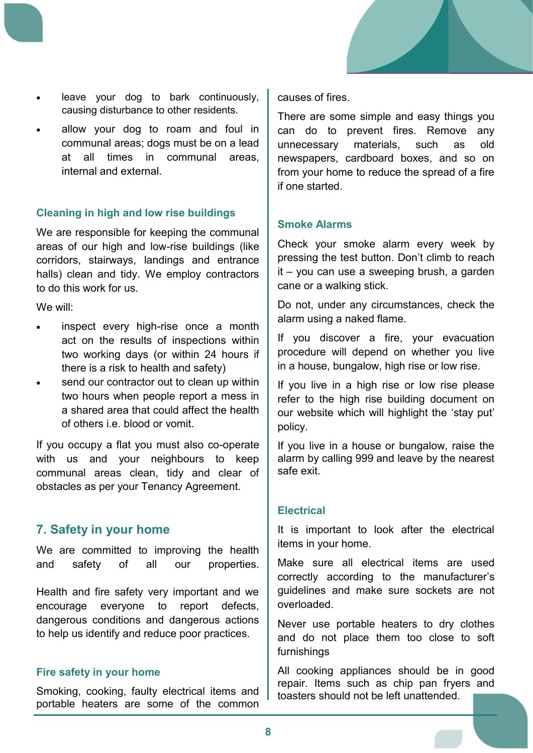- leave your dog to bark continuously, causing disturbance to other residents.
- allow your dog to roam and foul in communal areas; dogs must be on a lead at all times in communal areas, internal and external.

### Cleaning in high and low rise buildings

We are responsible for keeping the communal areas of our high and low-rise buildings (like corridors, stairways, landings and entrance halls) clean and tidy. We employ contractors to do this work for us.

We will:

- inspect every high-rise once a month act on the results of inspections within two working days (or within 24 hours if there is a risk to health and safety)
- send our contractor out to clean up within two hours when people report a mess in a shared area that could affect the health of others i.e. blood or vomit.

If you occupy a flat you must also co-operate with us and your neighbours to keep communal areas clean, tidy and clear of obstacles as per your Tenancy Agreement.

## 7. Safety in your home

We are committed to improving the health and safety of all our properties.

Health and fire safety very important and we encourage everyone to report defects, dangerous conditions and dangerous actions to help us identify and reduce poor practices.

### Fire safety in your home

Smoking, cooking, faulty electrical items and portable heaters are some of the common causes of fires.

There are some simple and easy things you can do to prevent fires. Remove any unnecessary materials, such as old newspapers, cardboard boxes, and so on from your home to reduce the spread of a fire if one started.

### Smoke Alarms

Check your smoke alarm every week by pressing the test button. Don't climb to reach it – you can use a sweeping brush, a garden cane or a walking stick.

Do not, under any circumstances, check the alarm using a naked flame.

If you discover a fire, your evacuation procedure will depend on whether you live in a house, bungalow, high rise or low rise.

If you live in a high rise or low rise please refer to the high rise building document on our website which will highlight the 'stay put' policy.

If you live in a house or bungalow, raise the alarm by calling 999 and leave by the nearest safe exit.

### Electrical

It is important to look after the electrical items in your home.

Make sure all electrical items are used correctly according to the manufacturer's guidelines and make sure sockets are not overloaded.

Never use portable heaters to dry clothes and do not place them too close to soft furnishings

All cooking appliances should be in good repair. Items such as chip pan fryers and toasters should not be left unattended.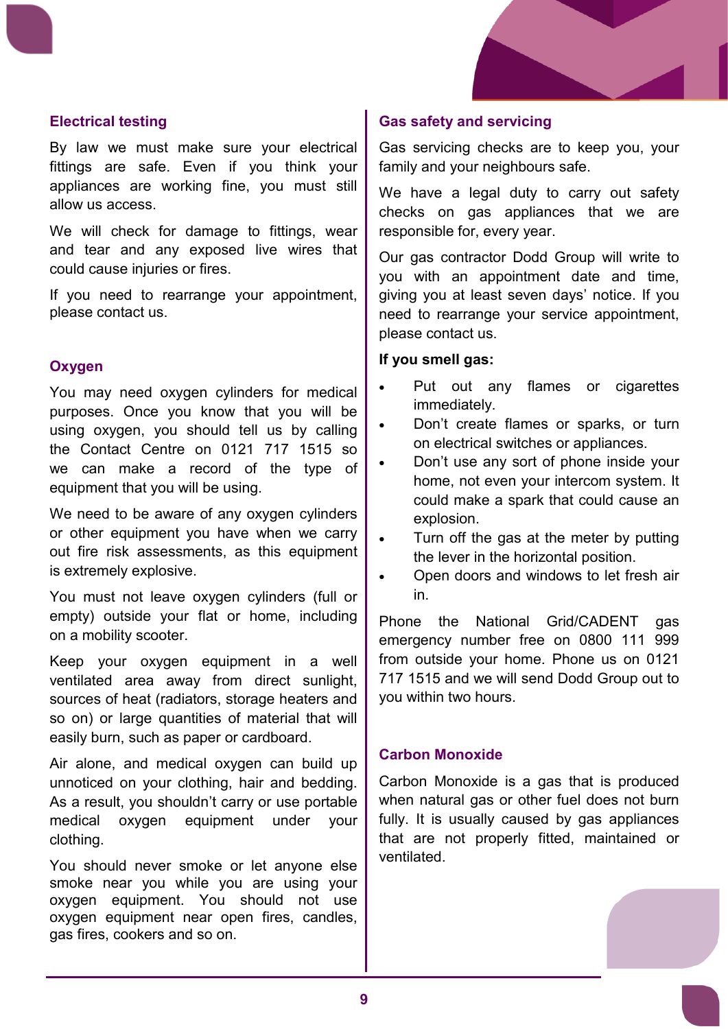## Electrical testing

By law we must make sure your electrical fittings are safe. Even if you think your appliances are working fine, you must still allow us access.

We will check for damage to fittings, wear and tear and any exposed live wires that could cause injuries or fires.

If you need to rearrange your appointment, please contact us.

## Oxygen

You may need oxygen cylinders for medical purposes. Once you know that you will be using oxygen, you should tell us by calling the Contact Centre on 0121 717 1515 so we can make a record of the type of equipment that you will be using.

We need to be aware of any oxygen cylinders or other equipment you have when we carry out fire risk assessments, as this equipment is extremely explosive.

You must not leave oxygen cylinders (full or empty) outside your flat or home, including on a mobility scooter.

Keep your oxygen equipment in a well ventilated area away from direct sunlight, sources of heat (radiators, storage heaters and so on) or large quantities of material that will easily burn, such as paper or cardboard.

Air alone, and medical oxygen can build up unnoticed on your clothing, hair and bedding. As a result, you shouldn't carry or use portable medical oxygen equipment under your clothing.

You should never smoke or let anyone else smoke near you while you are using your oxygen equipment. You should not use oxygen equipment near open fires, candles, gas fires, cookers and so on.

## Gas safety and servicing

Gas servicing checks are to keep you, your family and your neighbours safe.

We have a legal duty to carry out safety checks on gas appliances that we are responsible for, every year.

Our gas contractor Dodd Group will write to you with an appointment date and time, giving you at least seven days' notice. If you need to rearrange your service appointment, please contact us.

**If you smell gas:**

- Put out any flames or cigarettes immediately.
- Don't create flames or sparks, or turn on electrical switches or appliances.
- Don't use any sort of phone inside your home, not even your intercom system. It could make a spark that could cause an explosion.
- Turn off the gas at the meter by putting the lever in the horizontal position.
- Open doors and windows to let fresh air in.

Phone the National Grid/CADENT gas emergency number free on 0800 111 999 from outside your home. Phone us on 0121 717 1515 and we will send Dodd Group out to you within two hours.

## Carbon Monoxide

Carbon Monoxide is a gas that is produced when natural gas or other fuel does not burn fully. It is usually caused by gas appliances that are not properly fitted, maintained or ventilated.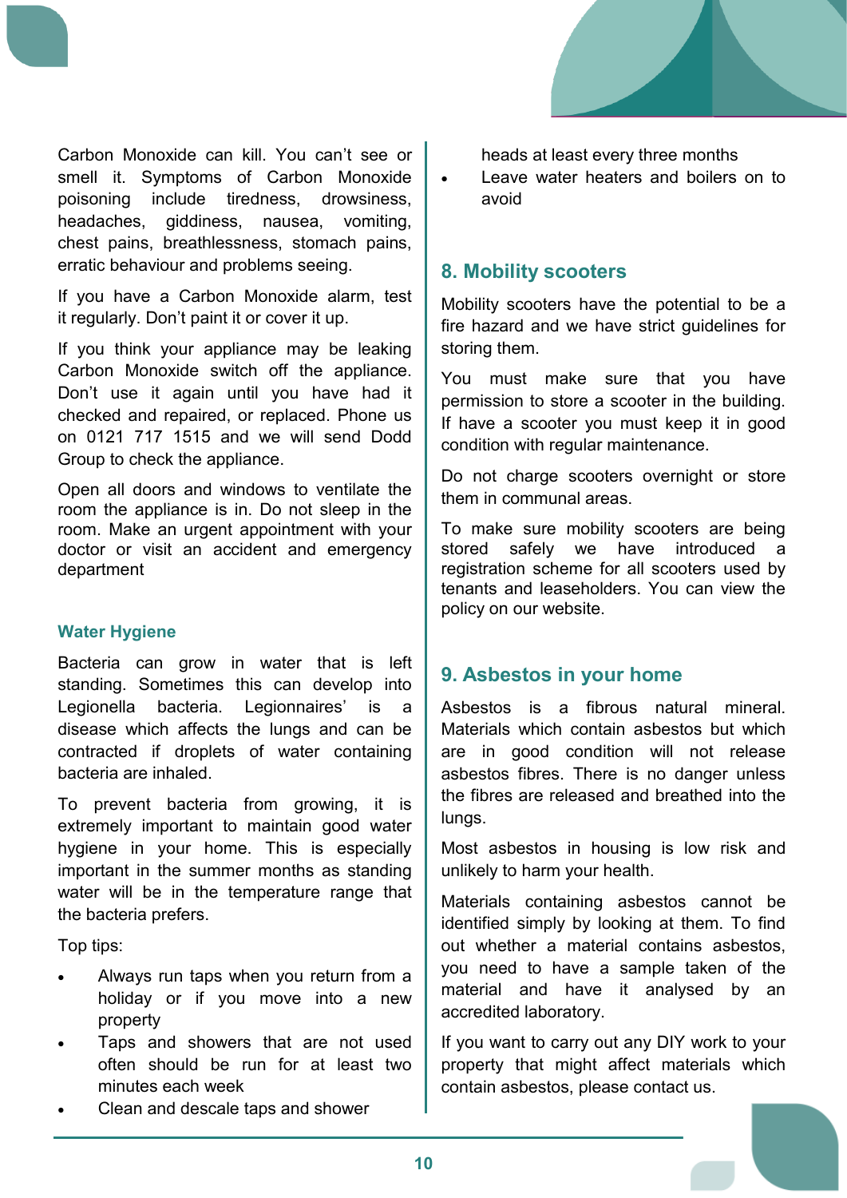Carbon Monoxide can kill. You can't see or smell it. Symptoms of Carbon Monoxide poisoning include tiredness, drowsiness, headaches, giddiness, nausea, vomiting, chest pains, breathlessness, stomach pains, erratic behaviour and problems seeing.

If you have a Carbon Monoxide alarm, test it regularly. Don't paint it or cover it up.

If you think your appliance may be leaking Carbon Monoxide switch off the appliance. Don't use it again until you have had it checked and repaired, or replaced. Phone us on 0121 717 1515 and we will send Dodd Group to check the appliance.

Open all doors and windows to ventilate the room the appliance is in. Do not sleep in the room. Make an urgent appointment with your doctor or visit an accident and emergency department

### Water Hygiene

Bacteria can grow in water that is left standing. Sometimes this can develop into Legionella bacteria. Legionnaires' is a disease which affects the lungs and can be contracted if droplets of water containing bacteria are inhaled.

To prevent bacteria from growing, it is extremely important to maintain good water hygiene in your home. This is especially important in the summer months as standing water will be in the temperature range that the bacteria prefers.

Top tips:

- Always run taps when you return from a holiday or if you move into a new property
- Taps and showers that are not used often should be run for at least two minutes each week
- Clean and descale taps and shower heads at least every three months
- Leave water heaters and boilers on to avoid

## 8. Mobility scooters

Mobility scooters have the potential to be a fire hazard and we have strict guidelines for storing them.

You must make sure that you have permission to store a scooter in the building. If have a scooter you must keep it in good condition with regular maintenance.

Do not charge scooters overnight or store them in communal areas.

To make sure mobility scooters are being stored safely we have introduced a registration scheme for all scooters used by tenants and leaseholders. You can view the policy on our website.

## 9. Asbestos in your home

Asbestos is a fibrous natural mineral. Materials which contain asbestos but which are in good condition will not release asbestos fibres. There is no danger unless the fibres are released and breathed into the lungs.

Most asbestos in housing is low risk and unlikely to harm your health.

Materials containing asbestos cannot be identified simply by looking at them. To find out whether a material contains asbestos, you need to have a sample taken of the material and have it analysed by an accredited laboratory.

If you want to carry out any DIY work to your property that might affect materials which contain asbestos, please contact us.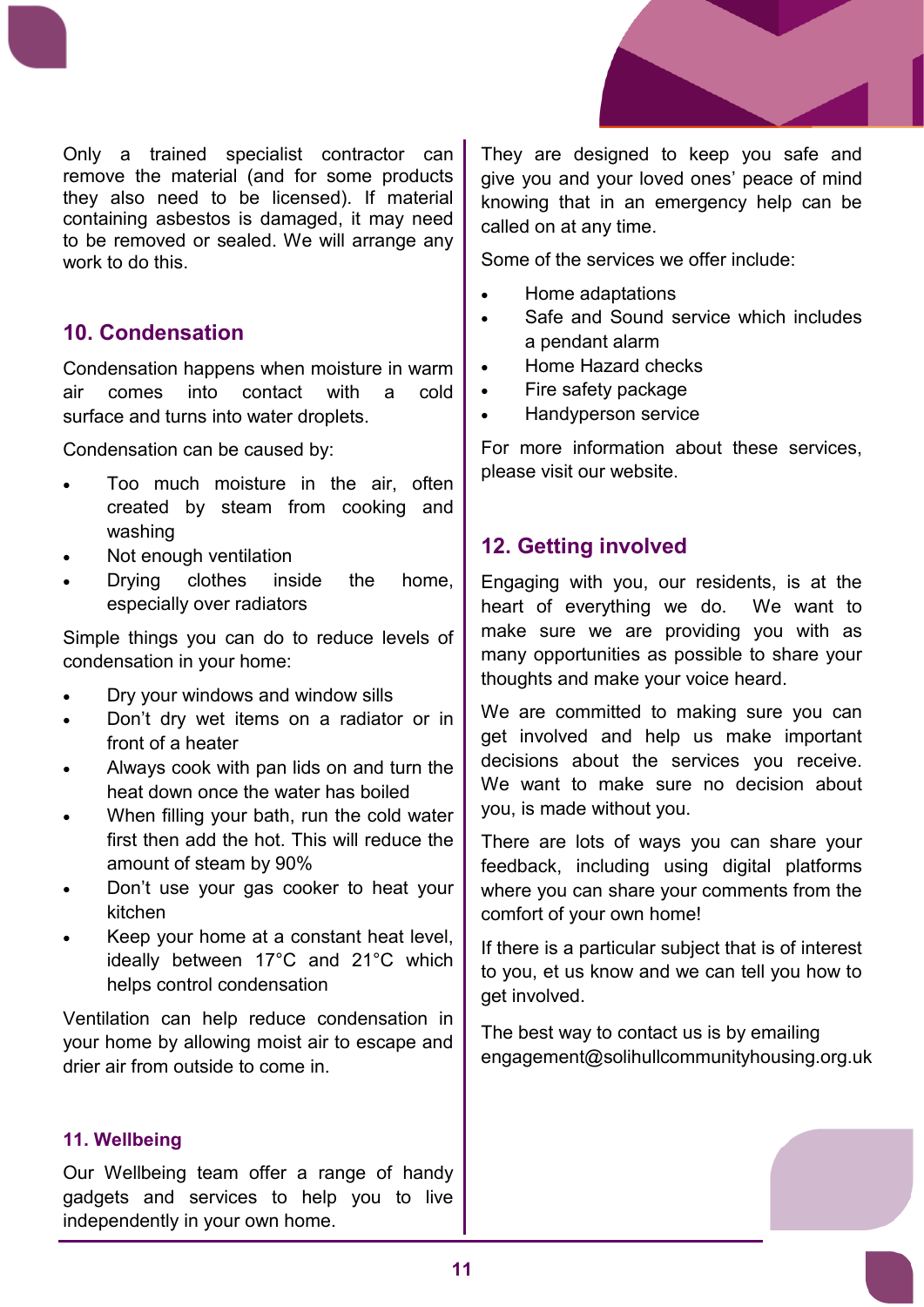Only a trained specialist contractor can remove the material (and for some products they also need to be licensed). If material containing asbestos is damaged, it may need to be removed or sealed. We will arrange any work to do this.

## 10. Condensation

Condensation happens when moisture in warm air comes into contact with a cold surface and turns into water droplets.

Condensation can be caused by:

- Too much moisture in the air, often created by steam from cooking and washing
- Not enough ventilation
- Drying clothes inside the home, especially over radiators

Simple things you can do to reduce levels of condensation in your home:

- Dry your windows and window sills
- Don't dry wet items on a radiator or in front of a heater
- Always cook with pan lids on and turn the heat down once the water has boiled
- When filling your bath, run the cold water first then add the hot. This will reduce the amount of steam by 90%
- Don't use your gas cooker to heat your kitchen
- Keep your home at a constant heat level, ideally between 17°C and 21°C which helps control condensation

Ventilation can help reduce condensation in your home by allowing moist air to escape and drier air from outside to come in.

## 11. Wellbeing

Our Wellbeing team offer a range of handy gadgets and services to help you to live independently in your own home.

They are designed to keep you safe and give you and your loved ones' peace of mind knowing that in an emergency help can be called on at any time.

Some of the services we offer include:

- Home adaptations
- Safe and Sound service which includes a pendant alarm
- Home Hazard checks
- Fire safety package
- Handyperson service

For more information about these services, please visit our website.

## 12. Getting involved

Engaging with you, our residents, is at the heart of everything we do. We want to make sure we are providing you with as many opportunities as possible to share your thoughts and make your voice heard.

We are committed to making sure you can get involved and help us make important decisions about the services you receive. We want to make sure no decision about you, is made without you.

There are lots of ways you can share your feedback, including using digital platforms where you can share your comments from the comfort of your own home!

If there is a particular subject that is of interest to you, et us know and we can tell you how to get involved.

The best way to contact us is by emailing engagement@solihullcommunityhousing.org.uk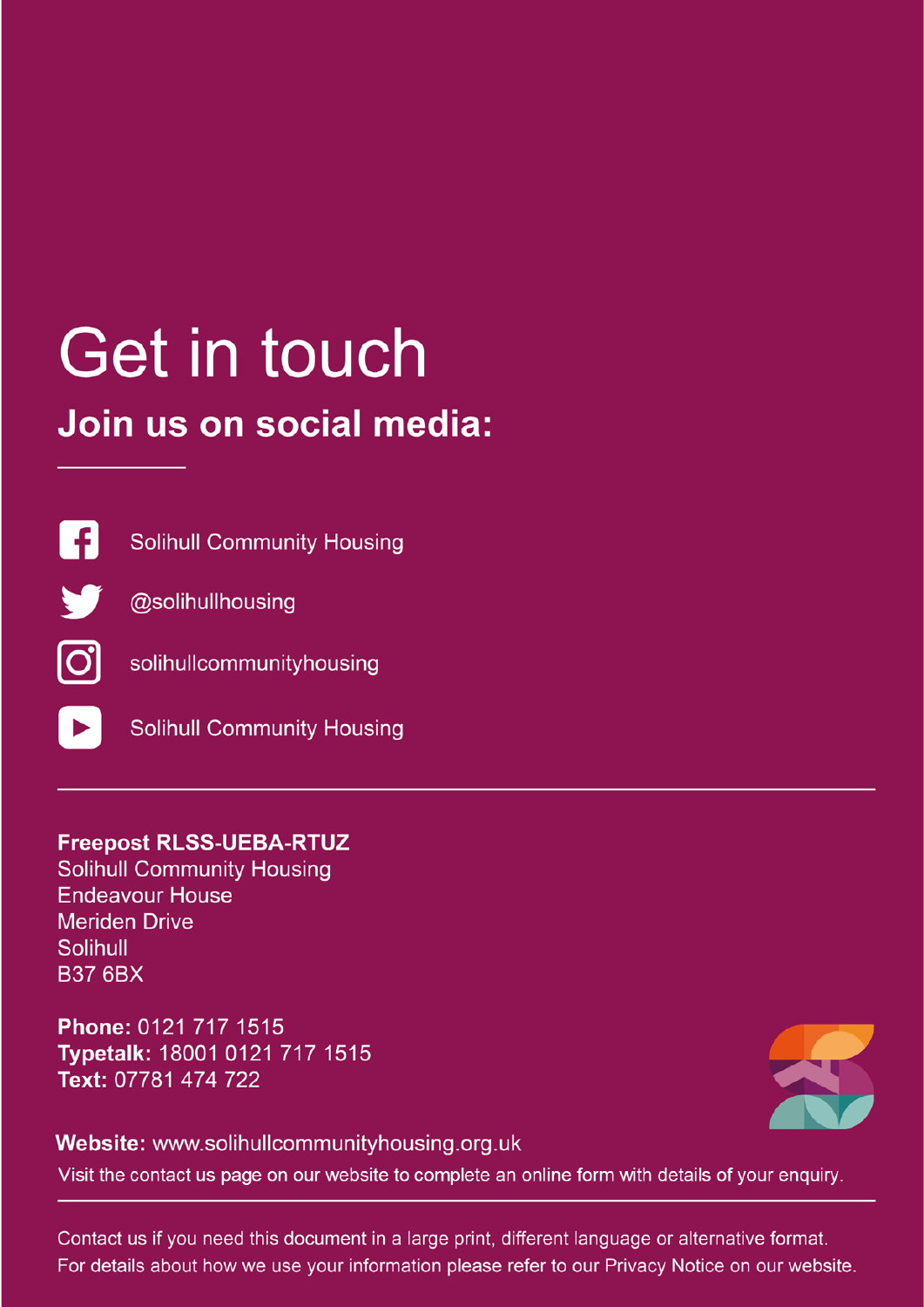# Get in touch

## Join us on social media:

- Solihull Community Housing
- @solihullhousing
- solihullcommunityhousing
- Solihull Community Housing

**Freepost RLSS-UEBA-RTUZ**
Solihull Community Housing
Endeavour House
Meriden Drive
Solihull
B37 6BX

**Phone:** 0121 717 1515
**Typetalk:** 18001 0121 717 1515
**Text:** 07781 474 722

**Website:** www.solihullcommunityhousing.org.uk

Visit the contact us page on our website to complete an online form with details of your enquiry.

Contact us if you need this document in a large print, different language or alternative format.
For details about how we use your information please refer to our Privacy Notice on our website.